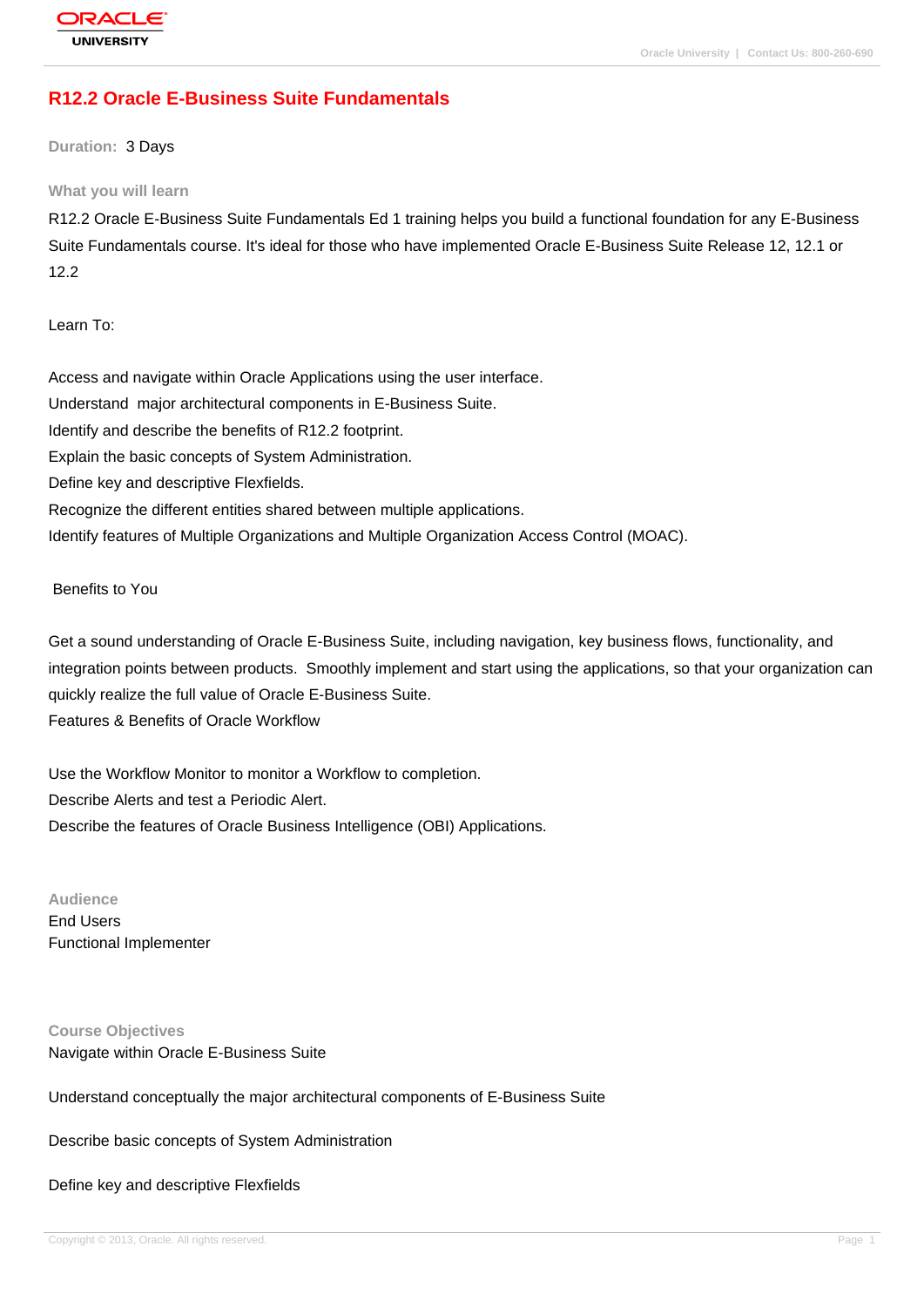# R12.2 Oracle E-Business Suite Fundamentals

**Duration:** 3 Days

### What you will learn

R12.2 Oracle E-Business Suite Fundamentals Ed 1 training helps you build a functional foundation for any E-Business Suite Fundamentals course. It's ideal for those who have implemented Oracle E-Business Suite Release 12, 12.1 or 12.2

Learn To:

Access and navigate within Oracle Applications using the user interface.
Understand major architectural components in E-Business Suite.
Identify and describe the benefits of R12.2 footprint.
Explain the basic concepts of System Administration.
Define key and descriptive Flexfields.
Recognize the different entities shared between multiple applications.
Identify features of Multiple Organizations and Multiple Organization Access Control (MOAC).

Benefits to You

Get a sound understanding of Oracle E-Business Suite, including navigation, key business flows, functionality, and integration points between products. Smoothly implement and start using the applications, so that your organization can quickly realize the full value of Oracle E-Business Suite.
Features & Benefits of Oracle Workflow

Use the Workflow Monitor to monitor a Workflow to completion.
Describe Alerts and test a Periodic Alert.
Describe the features of Oracle Business Intelligence (OBI) Applications.

### Audience

End Users
Functional Implementer

### Course Objectives

Navigate within Oracle E-Business Suite

Understand conceptually the major architectural components of E-Business Suite

Describe basic concepts of System Administration

Define key and descriptive Flexfields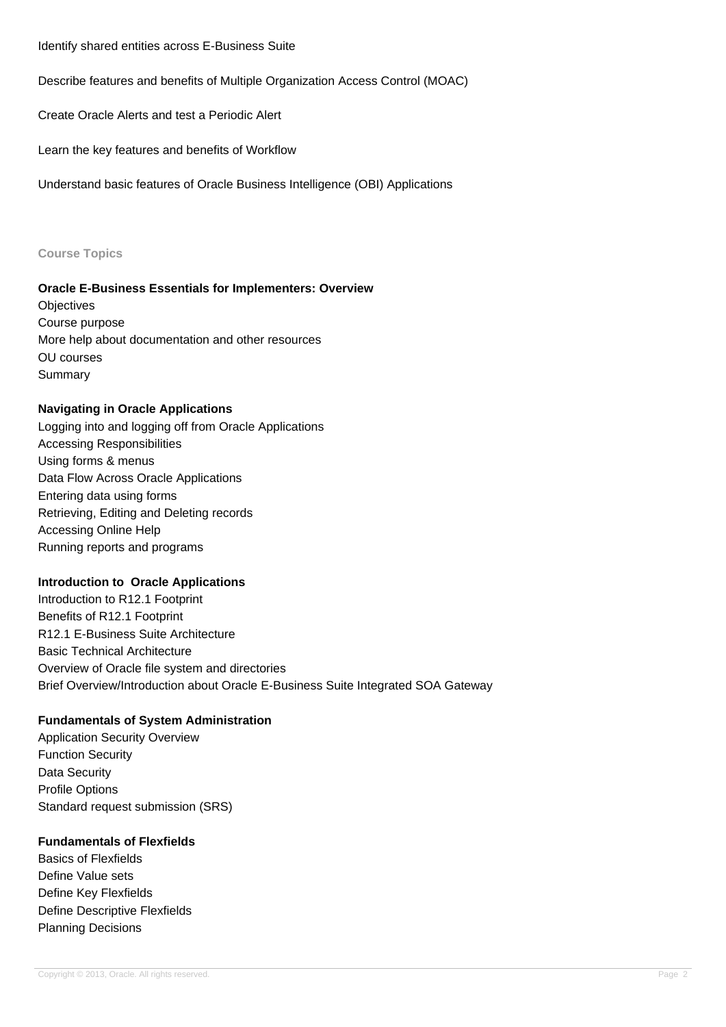Identify shared entities across E-Business Suite

Describe features and benefits of Multiple Organization Access Control (MOAC)

Create Oracle Alerts and test a Periodic Alert

Learn the key features and benefits of Workflow

Understand basic features of Oracle Business Intelligence (OBI) Applications

## Course Topics

**Oracle E-Business Essentials for Implementers: Overview**
Objectives
Course purpose
More help about documentation and other resources
OU courses
Summary

**Navigating in Oracle Applications**
Logging into and logging off from Oracle Applications
Accessing Responsibilities
Using forms & menus
Data Flow Across Oracle Applications
Entering data using forms
Retrieving, Editing and Deleting records
Accessing Online Help
Running reports and programs

**Introduction to Oracle Applications**
Introduction to R12.1 Footprint
Benefits of R12.1 Footprint
R12.1 E-Business Suite Architecture
Basic Technical Architecture
Overview of Oracle file system and directories
Brief Overview/Introduction about Oracle E-Business Suite Integrated SOA Gateway

**Fundamentals of System Administration**
Application Security Overview
Function Security
Data Security
Profile Options
Standard request submission (SRS)

**Fundamentals of Flexfields**
Basics of Flexfields
Define Value sets
Define Key Flexfields
Define Descriptive Flexfields
Planning Decisions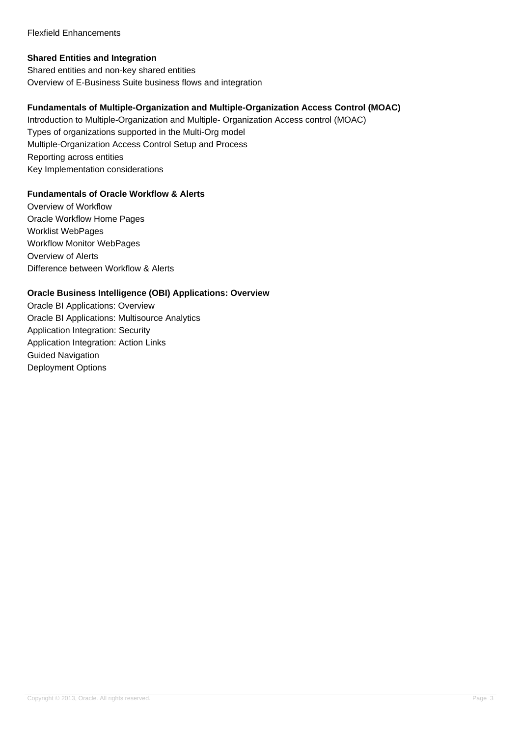Flexfield Enhancements

**Shared Entities and Integration**

Shared entities and non-key shared entities
Overview of E-Business Suite business flows and integration

**Fundamentals of Multiple-Organization and Multiple-Organization Access Control (MOAC)**

Introduction to Multiple-Organization and Multiple- Organization Access control (MOAC)
Types of organizations supported in the Multi-Org model
Multiple-Organization Access Control Setup and Process
Reporting across entities
Key Implementation considerations

**Fundamentals of Oracle Workflow & Alerts**

Overview of Workflow
Oracle Workflow Home Pages
Worklist WebPages
Workflow Monitor WebPages
Overview of Alerts
Difference between Workflow & Alerts

**Oracle Business Intelligence (OBI) Applications: Overview**

Oracle BI Applications: Overview
Oracle BI Applications: Multisource Analytics
Application Integration: Security
Application Integration: Action Links
Guided Navigation
Deployment Options